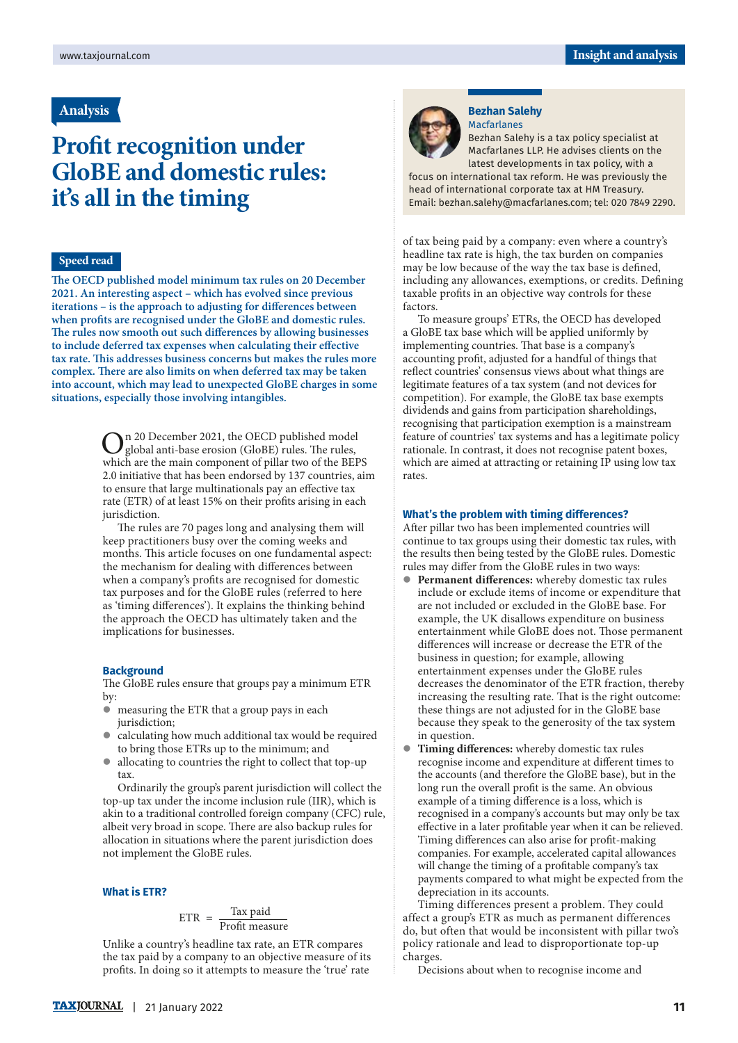Analysis

# Profit recognition under GloBE and domestic rules: it's all in the timing

**Speed read**

**The OECD published model minimum tax rules on 20 December 2021. An interesting aspect – which has evolved since previous iterations – is the approach to adjusting for differences between when profits are recognised under the GloBE and domestic rules. The rules now smooth out such differences by allowing businesses to include deferred tax expenses when calculating their effective tax rate. This addresses business concerns but makes the rules more complex. There are also limits on when deferred tax may be taken into account, which may lead to unexpected GloBE charges in some situations, especially those involving intangibles.**

**Bezhan Salehy**
Macfarlanes

Bezhan Salehy is a tax policy specialist at Macfarlanes LLP. He advises clients on the latest developments in tax policy, with a focus on international tax reform. He was previously the head of international corporate tax at HM Treasury. Email: bezhan.salehy@macfarlanes.com; tel: 020 7849 2290.

On 20 December 2021, the OECD published model global anti-base erosion (GloBE) rules. The rules, which are the main component of pillar two of the BEPS 2.0 initiative that has been endorsed by 137 countries, aim to ensure that large multinationals pay an effective tax rate (ETR) of at least 15% on their profits arising in each jurisdiction.

The rules are 70 pages long and analysing them will keep practitioners busy over the coming weeks and months. This article focuses on one fundamental aspect: the mechanism for dealing with differences between when a company's profits are recognised for domestic tax purposes and for the GloBE rules (referred to here as 'timing differences'). It explains the thinking behind the approach the OECD has ultimately taken and the implications for businesses.

## Background

The GloBE rules ensure that groups pay a minimum ETR by:

- measuring the ETR that a group pays in each jurisdiction;
- calculating how much additional tax would be required to bring those ETRs up to the minimum; and
- allocating to countries the right to collect that top-up tax.

Ordinarily the group's parent jurisdiction will collect the top-up tax under the income inclusion rule (IIR), which is akin to a traditional controlled foreign company (CFC) rule, albeit very broad in scope. There are also backup rules for allocation in situations where the parent jurisdiction does not implement the GloBE rules.

## What is ETR?

$$\text{ETR} = \frac{\text{Tax paid}}{\text{Profit measure}}$$

Unlike a country's headline tax rate, an ETR compares the tax paid by a company to an objective measure of its profits. In doing so it attempts to measure the 'true' rate of tax being paid by a company: even where a country's headline tax rate is high, the tax burden on companies may be low because of the way the tax base is defined, including any allowances, exemptions, or credits. Defining taxable profits in an objective way controls for these factors.

To measure groups' ETRs, the OECD has developed a GloBE tax base which will be applied uniformly by implementing countries. That base is a company's accounting profit, adjusted for a handful of things that reflect countries' consensus views about what things are legitimate features of a tax system (and not devices for competition). For example, the GloBE tax base exempts dividends and gains from participation shareholdings, recognising that participation exemption is a mainstream feature of countries' tax systems and has a legitimate policy rationale. In contrast, it does not recognise patent boxes, which are aimed at attracting or retaining IP using low tax rates.

## What's the problem with timing differences?

After pillar two has been implemented countries will continue to tax groups using their domestic tax rules, with the results then being tested by the GloBE rules. Domestic rules may differ from the GloBE rules in two ways:

- **Permanent differences:** whereby domestic tax rules include or exclude items of income or expenditure that are not included or excluded in the GloBE base. For example, the UK disallows expenditure on business entertainment while GloBE does not. Those permanent differences will increase or decrease the ETR of the business in question; for example, allowing entertainment expenses under the GloBE rules decreases the denominator of the ETR fraction, thereby increasing the resulting rate. That is the right outcome: these things are not adjusted for in the GloBE base because they speak to the generosity of the tax system in question.
- **Timing differences:** whereby domestic tax rules recognise income and expenditure at different times to the accounts (and therefore the GloBE base), but in the long run the overall profit is the same. An obvious example of a timing difference is a loss, which is recognised in a company's accounts but may only be tax effective in a later profitable year when it can be relieved. Timing differences can also arise for profit-making companies. For example, accelerated capital allowances will change the timing of a profitable company's tax payments compared to what might be expected from the depreciation in its accounts.

Timing differences present a problem. They could affect a group's ETR as much as permanent differences do, but often that would be inconsistent with pillar two's policy rationale and lead to disproportionate top-up charges.

Decisions about when to recognise income and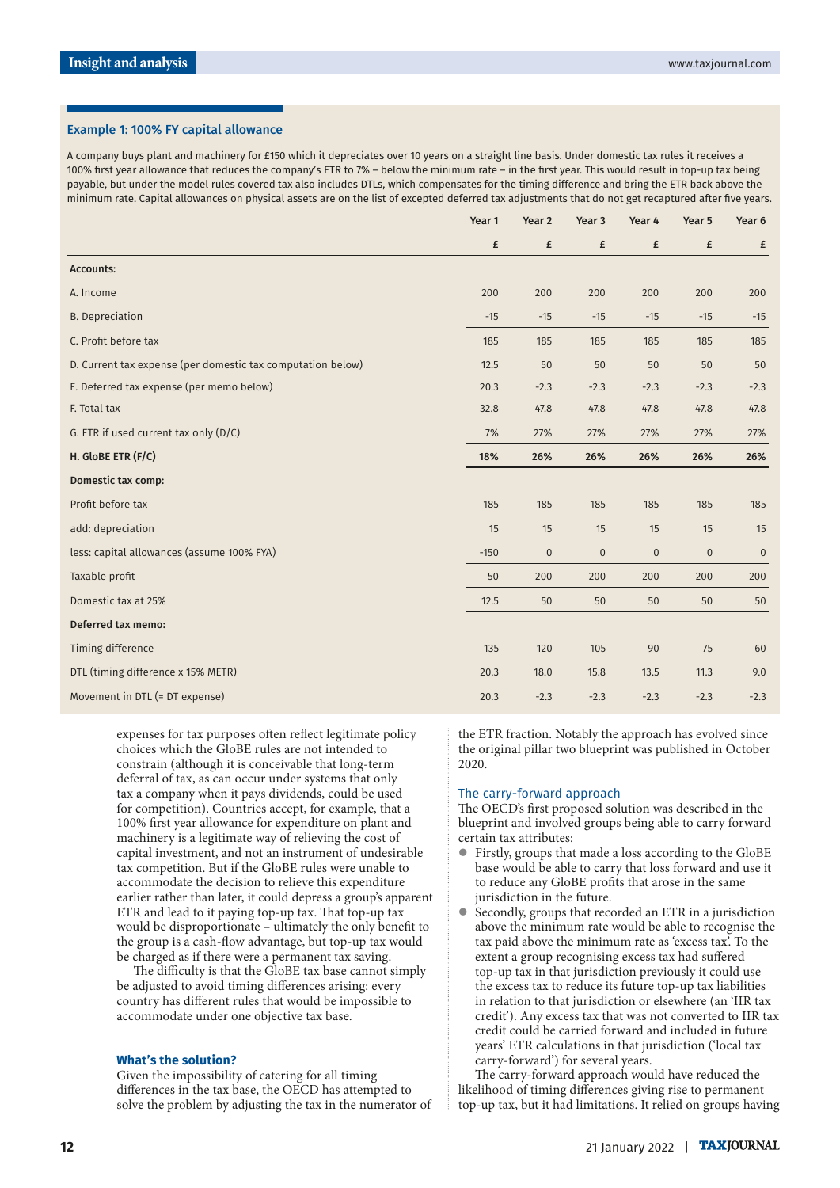### Example 1: 100% FY capital allowance

A company buys plant and machinery for £150 which it depreciates over 10 years on a straight line basis. Under domestic tax rules it receives a 100% first year allowance that reduces the company's ETR to 7% – below the minimum rate – in the first year. This would result in top-up tax being payable, but under the model rules covered tax also includes DTLs, which compensates for the timing difference and bring the ETR back above the minimum rate. Capital allowances on physical assets are on the list of excepted deferred tax adjustments that do not get recaptured after five years.

| | Year 1 | Year 2 | Year 3 | Year 4 | Year 5 | Year 6 |
|---|---|---|---|---|---|---|
| | £ | £ | £ | £ | £ | £ |
| **Accounts:** | | | | | | |
| A. Income | 200 | 200 | 200 | 200 | 200 | 200 |
| B. Depreciation | -15 | -15 | -15 | -15 | -15 | -15 |
| C. Profit before tax | 185 | 185 | 185 | 185 | 185 | 185 |
| D. Current tax expense (per domestic tax computation below) | 12.5 | 50 | 50 | 50 | 50 | 50 |
| E. Deferred tax expense (per memo below) | 20.3 | -2.3 | -2.3 | -2.3 | -2.3 | -2.3 |
| F. Total tax | 32.8 | 47.8 | 47.8 | 47.8 | 47.8 | 47.8 |
| G. ETR if used current tax only (D/C) | 7% | 27% | 27% | 27% | 27% | 27% |
| **H. GloBE ETR (F/C)** | **18%** | **26%** | **26%** | **26%** | **26%** | **26%** |
| **Domestic tax comp:** | | | | | | |
| Profit before tax | 185 | 185 | 185 | 185 | 185 | 185 |
| add: depreciation | 15 | 15 | 15 | 15 | 15 | 15 |
| less: capital allowances (assume 100% FYA) | -150 | 0 | 0 | 0 | 0 | 0 |
| Taxable profit | 50 | 200 | 200 | 200 | 200 | 200 |
| Domestic tax at 25% | 12.5 | 50 | 50 | 50 | 50 | 50 |
| **Deferred tax memo:** | | | | | | |
| Timing difference | 135 | 120 | 105 | 90 | 75 | 60 |
| DTL (timing difference x 15% METR) | 20.3 | 18.0 | 15.8 | 13.5 | 11.3 | 9.0 |
| Movement in DTL (= DT expense) | 20.3 | -2.3 | -2.3 | -2.3 | -2.3 | -2.3 |

expenses for tax purposes often reflect legitimate policy choices which the GloBE rules are not intended to constrain (although it is conceivable that long-term deferral of tax, as can occur under systems that only tax a company when it pays dividends, could be used for competition). Countries accept, for example, that a 100% first year allowance for expenditure on plant and machinery is a legitimate way of relieving the cost of capital investment, and not an instrument of undesirable tax competition. But if the GloBE rules were unable to accommodate the decision to relieve this expenditure earlier rather than later, it could depress a group's apparent ETR and lead to it paying top-up tax. That top-up tax would be disproportionate – ultimately the only benefit to the group is a cash-flow advantage, but top-up tax would be charged as if there were a permanent tax saving.

The difficulty is that the GloBE tax base cannot simply be adjusted to avoid timing differences arising: every country has different rules that would be impossible to accommodate under one objective tax base.

### What's the solution?

Given the impossibility of catering for all timing differences in the tax base, the OECD has attempted to solve the problem by adjusting the tax in the numerator of the ETR fraction. Notably the approach has evolved since the original pillar two blueprint was published in October 2020.

#### The carry-forward approach

The OECD's first proposed solution was described in the blueprint and involved groups being able to carry forward certain tax attributes:

- Firstly, groups that made a loss according to the GloBE base would be able to carry that loss forward and use it to reduce any GloBE profits that arose in the same jurisdiction in the future.
- Secondly, groups that recorded an ETR in a jurisdiction above the minimum rate would be able to recognise the tax paid above the minimum rate as 'excess tax'. To the extent a group recognising excess tax had suffered top-up tax in that jurisdiction previously it could use the excess tax to reduce its future top-up tax liabilities in relation to that jurisdiction or elsewhere (an 'IIR tax credit'). Any excess tax that was not converted to IIR tax credit could be carried forward and included in future years' ETR calculations in that jurisdiction ('local tax carry-forward') for several years.

The carry-forward approach would have reduced the likelihood of timing differences giving rise to permanent top-up tax, but it had limitations. It relied on groups having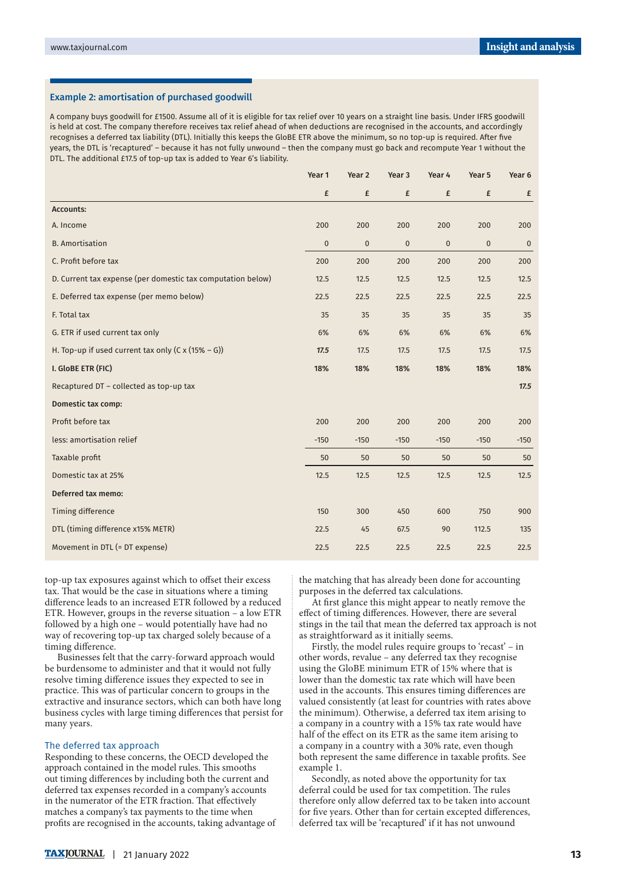### Example 2: amortisation of purchased goodwill

A company buys goodwill for £1500. Assume all of it is eligible for tax relief over 10 years on a straight line basis. Under IFRS goodwill is held at cost. The company therefore receives tax relief ahead of when deductions are recognised in the accounts, and accordingly recognises a deferred tax liability (DTL). Initially this keeps the GloBE ETR above the minimum, so no top-up is required. After five years, the DTL is 'recaptured' – because it has not fully unwound – then the company must go back and recompute Year 1 without the DTL. The additional £17.5 of top-up tax is added to Year 6's liability.

| | Year 1 | Year 2 | Year 3 | Year 4 | Year 5 | Year 6 |
|---|---|---|---|---|---|---|
| | £ | £ | £ | £ | £ | £ |
| **Accounts:** | | | | | | |
| A. Income | 200 | 200 | 200 | 200 | 200 | 200 |
| B. Amortisation | 0 | 0 | 0 | 0 | 0 | 0 |
| C. Profit before tax | 200 | 200 | 200 | 200 | 200 | 200 |
| D. Current tax expense (per domestic tax computation below) | 12.5 | 12.5 | 12.5 | 12.5 | 12.5 | 12.5 |
| E. Deferred tax expense (per memo below) | 22.5 | 22.5 | 22.5 | 22.5 | 22.5 | 22.5 |
| F. Total tax | 35 | 35 | 35 | 35 | 35 | 35 |
| G. ETR if used current tax only | 6% | 6% | 6% | 6% | 6% | 6% |
| H. Top-up if used current tax only (C x (15% – G)) | ***17.5*** | 17.5 | 17.5 | 17.5 | 17.5 | 17.5 |
| **I. GloBE ETR (FIC)** | **18%** | **18%** | **18%** | **18%** | **18%** | **18%** |
| Recaptured DT – collected as top-up tax | | | | | | ***17.5*** |
| **Domestic tax comp:** | | | | | | |
| Profit before tax | 200 | 200 | 200 | 200 | 200 | 200 |
| less: amortisation relief | -150 | -150 | -150 | -150 | -150 | -150 |
| Taxable profit | 50 | 50 | 50 | 50 | 50 | 50 |
| Domestic tax at 25% | 12.5 | 12.5 | 12.5 | 12.5 | 12.5 | 12.5 |
| **Deferred tax memo:** | | | | | | |
| Timing difference | 150 | 300 | 450 | 600 | 750 | 900 |
| DTL (timing difference x15% METR) | 22.5 | 45 | 67.5 | 90 | 112.5 | 135 |
| Movement in DTL (= DT expense) | 22.5 | 22.5 | 22.5 | 22.5 | 22.5 | 22.5 |

top-up tax exposures against which to offset their excess tax. That would be the case in situations where a timing difference leads to an increased ETR followed by a reduced ETR. However, groups in the reverse situation – a low ETR followed by a high one – would potentially have had no way of recovering top-up tax charged solely because of a timing difference.

Businesses felt that the carry-forward approach would be burdensome to administer and that it would not fully resolve timing difference issues they expected to see in practice. This was of particular concern to groups in the extractive and insurance sectors, which can both have long business cycles with large timing differences that persist for many years.

## The deferred tax approach

Responding to these concerns, the OECD developed the approach contained in the model rules. This smooths out timing differences by including both the current and deferred tax expenses recorded in a company's accounts in the numerator of the ETR fraction. That effectively matches a company's tax payments to the time when profits are recognised in the accounts, taking advantage of the matching that has already been done for accounting purposes in the deferred tax calculations.

At first glance this might appear to neatly remove the effect of timing differences. However, there are several stings in the tail that mean the deferred tax approach is not as straightforward as it initially seems.

Firstly, the model rules require groups to 'recast' – in other words, revalue – any deferred tax they recognise using the GloBE minimum ETR of 15% where that is lower than the domestic tax rate which will have been used in the accounts. This ensures timing differences are valued consistently (at least for countries with rates above the minimum). Otherwise, a deferred tax item arising to a company in a country with a 15% tax rate would have half of the effect on its ETR as the same item arising to a company in a country with a 30% rate, even though both represent the same difference in taxable profits. See example 1.

Secondly, as noted above the opportunity for tax deferral could be used for tax competition. The rules therefore only allow deferred tax to be taken into account for five years. Other than for certain excepted differences, deferred tax will be 'recaptured' if it has not unwound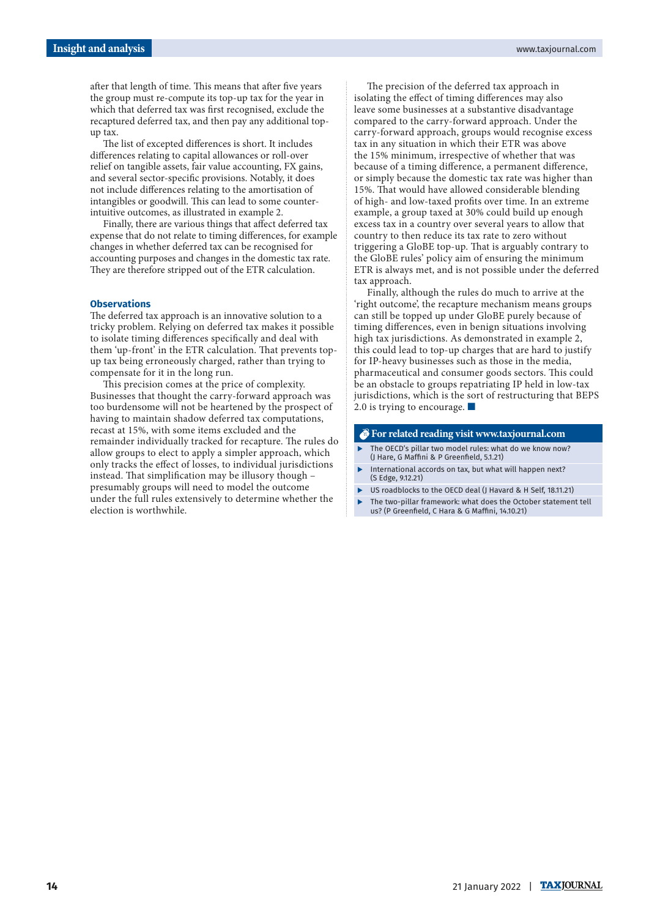after that length of time. This means that after five years the group must re-compute its top-up tax for the year in which that deferred tax was first recognised, exclude the recaptured deferred tax, and then pay any additional top-up tax.

The list of excepted differences is short. It includes differences relating to capital allowances or roll-over relief on tangible assets, fair value accounting, FX gains, and several sector-specific provisions. Notably, it does not include differences relating to the amortisation of intangibles or goodwill. This can lead to some counter-intuitive outcomes, as illustrated in example 2.

Finally, there are various things that affect deferred tax expense that do not relate to timing differences, for example changes in whether deferred tax can be recognised for accounting purposes and changes in the domestic tax rate. They are therefore stripped out of the ETR calculation.

### Observations

The deferred tax approach is an innovative solution to a tricky problem. Relying on deferred tax makes it possible to isolate timing differences specifically and deal with them 'up-front' in the ETR calculation. That prevents top-up tax being erroneously charged, rather than trying to compensate for it in the long run.

This precision comes at the price of complexity. Businesses that thought the carry-forward approach was too burdensome will not be heartened by the prospect of having to maintain shadow deferred tax computations, recast at 15%, with some items excluded and the remainder individually tracked for recapture. The rules do allow groups to elect to apply a simpler approach, which only tracks the effect of losses, to individual jurisdictions instead. That simplification may be illusory though – presumably groups will need to model the outcome under the full rules extensively to determine whether the election is worthwhile.

The precision of the deferred tax approach in isolating the effect of timing differences may also leave some businesses at a substantive disadvantage compared to the carry-forward approach. Under the carry-forward approach, groups would recognise excess tax in any situation in which their ETR was above the 15% minimum, irrespective of whether that was because of a timing difference, a permanent difference, or simply because the domestic tax rate was higher than 15%. That would have allowed considerable blending of high- and low-taxed profits over time. In an extreme example, a group taxed at 30% could build up enough excess tax in a country over several years to allow that country to then reduce its tax rate to zero without triggering a GloBE top-up. That is arguably contrary to the GloBE rules' policy aim of ensuring the minimum ETR is always met, and is not possible under the deferred tax approach.

Finally, although the rules do much to arrive at the 'right outcome', the recapture mechanism means groups can still be topped up under GloBE purely because of timing differences, even in benign situations involving high tax jurisdictions. As demonstrated in example 2, this could lead to top-up charges that are hard to justify for IP-heavy businesses such as those in the media, pharmaceutical and consumer goods sectors. This could be an obstacle to groups repatriating IP held in low-tax jurisdictions, which is the sort of restructuring that BEPS 2.0 is trying to encourage. ■

**For related reading visit www.taxjournal.com**

- The OECD's pillar two model rules: what do we know now? (J Hare, G Maffini & P Greenfield, 5.1.21)
- International accords on tax, but what will happen next? (S Edge, 9.12.21)
- US roadblocks to the OECD deal (J Havard & H Self, 18.11.21)
- The two-pillar framework: what does the October statement tell us? (P Greenfield, C Hara & G Maffini, 14.10.21)